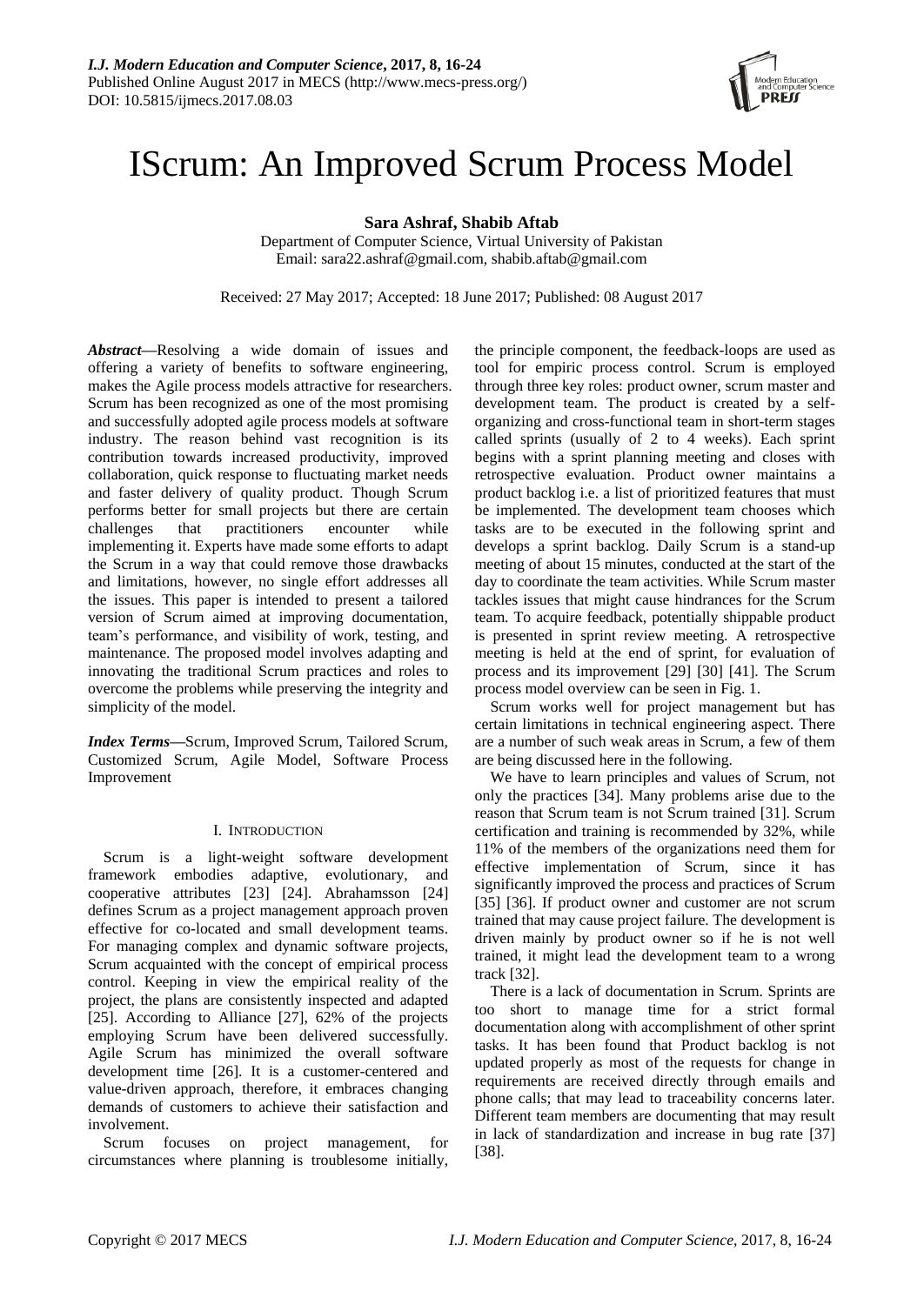# IScrum: An Improved Scrum Process Model

**Sara Ashraf, Shabib Aftab**

Department of Computer Science, Virtual University of Pakistan
Email: sara22.ashraf@gmail.com, shabib.aftab@gmail.com

Received: 27 May 2017; Accepted: 18 June 2017; Published: 08 August 2017

***Abstract*—**Resolving a wide domain of issues and offering a variety of benefits to software engineering, makes the Agile process models attractive for researchers. Scrum has been recognized as one of the most promising and successfully adopted agile process models at software industry. The reason behind vast recognition is its contribution towards increased productivity, improved collaboration, quick response to fluctuating market needs and faster delivery of quality product. Though Scrum performs better for small projects but there are certain challenges that practitioners encounter while implementing it. Experts have made some efforts to adapt the Scrum in a way that could remove those drawbacks and limitations, however, no single effort addresses all the issues. This paper is intended to present a tailored version of Scrum aimed at improving documentation, team's performance, and visibility of work, testing, and maintenance. The proposed model involves adapting and innovating the traditional Scrum practices and roles to overcome the problems while preserving the integrity and simplicity of the model.

***Index Terms*—**Scrum, Improved Scrum, Tailored Scrum, Customized Scrum, Agile Model, Software Process Improvement

## I. Introduction

Scrum is a light-weight software development framework embodies adaptive, evolutionary, and cooperative attributes [23] [24]. Abrahamsson [24] defines Scrum as a project management approach proven effective for co-located and small development teams. For managing complex and dynamic software projects, Scrum acquainted with the concept of empirical process control. Keeping in view the empirical reality of the project, the plans are consistently inspected and adapted [25]. According to Alliance [27], 62% of the projects employing Scrum have been delivered successfully. Agile Scrum has minimized the overall software development time [26]. It is a customer-centered and value-driven approach, therefore, it embraces changing demands of customers to achieve their satisfaction and involvement.

Scrum focuses on project management, for circumstances where planning is troublesome initially, the principle component, the feedback-loops are used as tool for empiric process control. Scrum is employed through three key roles: product owner, scrum master and development team. The product is created by a self-organizing and cross-functional team in short-term stages called sprints (usually of 2 to 4 weeks). Each sprint begins with a sprint planning meeting and closes with retrospective evaluation. Product owner maintains a product backlog i.e. a list of prioritized features that must be implemented. The development team chooses which tasks are to be executed in the following sprint and develops a sprint backlog. Daily Scrum is a stand-up meeting of about 15 minutes, conducted at the start of the day to coordinate the team activities. While Scrum master tackles issues that might cause hindrances for the Scrum team. To acquire feedback, potentially shippable product is presented in sprint review meeting. A retrospective meeting is held at the end of sprint, for evaluation of process and its improvement [29] [30] [41]. The Scrum process model overview can be seen in Fig. 1.

Scrum works well for project management but has certain limitations in technical engineering aspect. There are a number of such weak areas in Scrum, a few of them are being discussed here in the following.

We have to learn principles and values of Scrum, not only the practices [34]. Many problems arise due to the reason that Scrum team is not Scrum trained [31]. Scrum certification and training is recommended by 32%, while 11% of the members of the organizations need them for effective implementation of Scrum, since it has significantly improved the process and practices of Scrum [35] [36]. If product owner and customer are not scrum trained that may cause project failure. The development is driven mainly by product owner so if he is not well trained, it might lead the development team to a wrong track [32].

There is a lack of documentation in Scrum. Sprints are too short to manage time for a strict formal documentation along with accomplishment of other sprint tasks. It has been found that Product backlog is not updated properly as most of the requests for change in requirements are received directly through emails and phone calls; that may lead to traceability concerns later. Different team members are documenting that may result in lack of standardization and increase in bug rate [37] [38].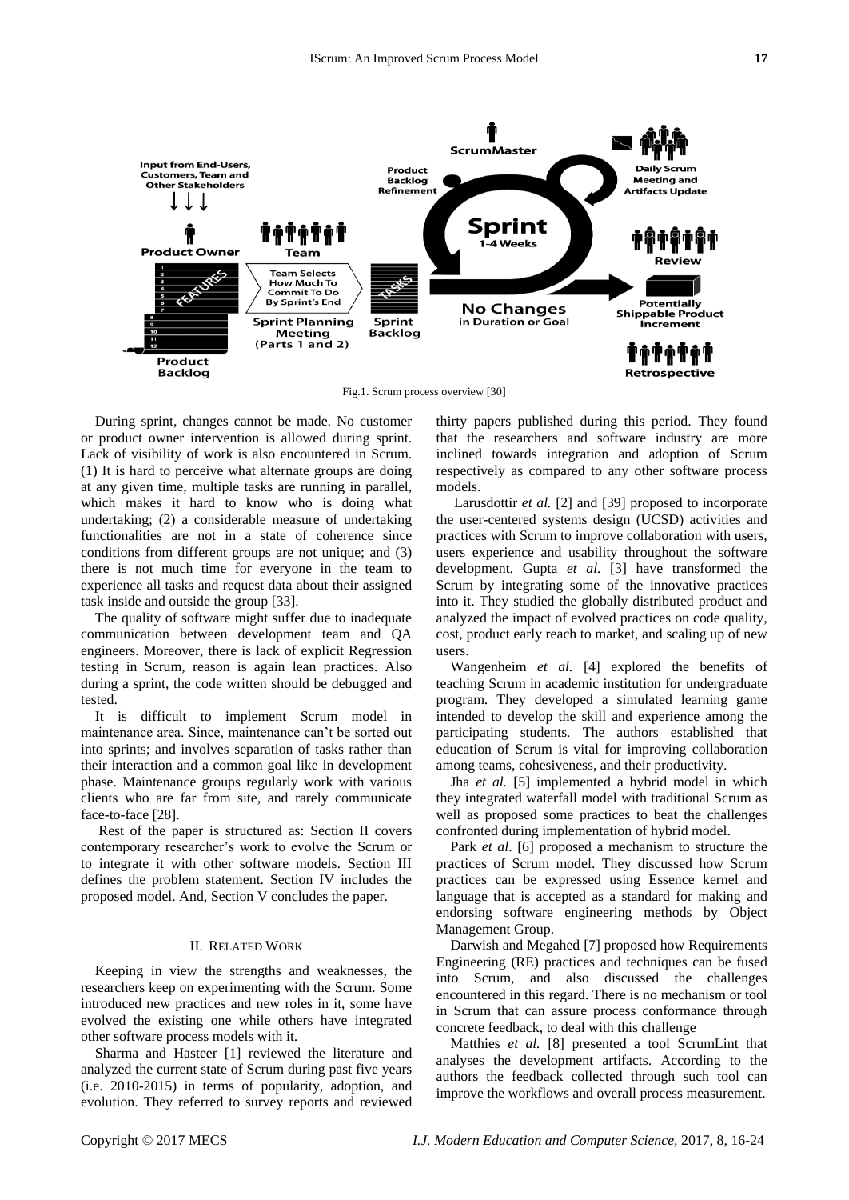Fig.1. Scrum process overview [30]

During sprint, changes cannot be made. No customer or product owner intervention is allowed during sprint. Lack of visibility of work is also encountered in Scrum. (1) It is hard to perceive what alternate groups are doing at any given time, multiple tasks are running in parallel, which makes it hard to know who is doing what undertaking; (2) a considerable measure of undertaking functionalities are not in a state of coherence since conditions from different groups are not unique; and (3) there is not much time for everyone in the team to experience all tasks and request data about their assigned task inside and outside the group [33].

The quality of software might suffer due to inadequate communication between development team and QA engineers. Moreover, there is lack of explicit Regression testing in Scrum, reason is again lean practices. Also during a sprint, the code written should be debugged and tested.

It is difficult to implement Scrum model in maintenance area. Since, maintenance can't be sorted out into sprints; and involves separation of tasks rather than their interaction and a common goal like in development phase. Maintenance groups regularly work with various clients who are far from site, and rarely communicate face-to-face [28].

Rest of the paper is structured as: Section II covers contemporary researcher's work to evolve the Scrum or to integrate it with other software models. Section III defines the problem statement. Section IV includes the proposed model. And, Section V concludes the paper.

## II. RELATED WORK

Keeping in view the strengths and weaknesses, the researchers keep on experimenting with the Scrum. Some introduced new practices and new roles in it, some have evolved the existing one while others have integrated other software process models with it.

Sharma and Hasteer [1] reviewed the literature and analyzed the current state of Scrum during past five years (i.e. 2010-2015) in terms of popularity, adoption, and evolution. They referred to survey reports and reviewed thirty papers published during this period. They found that the researchers and software industry are more inclined towards integration and adoption of Scrum respectively as compared to any other software process models.

Larusdottir *et al.* [2] and [39] proposed to incorporate the user-centered systems design (UCSD) activities and practices with Scrum to improve collaboration with users, users experience and usability throughout the software development. Gupta *et al.* [3] have transformed the Scrum by integrating some of the innovative practices into it. They studied the globally distributed product and analyzed the impact of evolved practices on code quality, cost, product early reach to market, and scaling up of new users.

Wangenheim *et al.* [4] explored the benefits of teaching Scrum in academic institution for undergraduate program. They developed a simulated learning game intended to develop the skill and experience among the participating students. The authors established that education of Scrum is vital for improving collaboration among teams, cohesiveness, and their productivity.

Jha *et al.* [5] implemented a hybrid model in which they integrated waterfall model with traditional Scrum as well as proposed some practices to beat the challenges confronted during implementation of hybrid model.

Park *et al*. [6] proposed a mechanism to structure the practices of Scrum model. They discussed how Scrum practices can be expressed using Essence kernel and language that is accepted as a standard for making and endorsing software engineering methods by Object Management Group.

Darwish and Megahed [7] proposed how Requirements Engineering (RE) practices and techniques can be fused into Scrum, and also discussed the challenges encountered in this regard. There is no mechanism or tool in Scrum that can assure process conformance through concrete feedback, to deal with this challenge

Matthies *et al.* [8] presented a tool ScrumLint that analyses the development artifacts. According to the authors the feedback collected through such tool can improve the workflows and overall process measurement.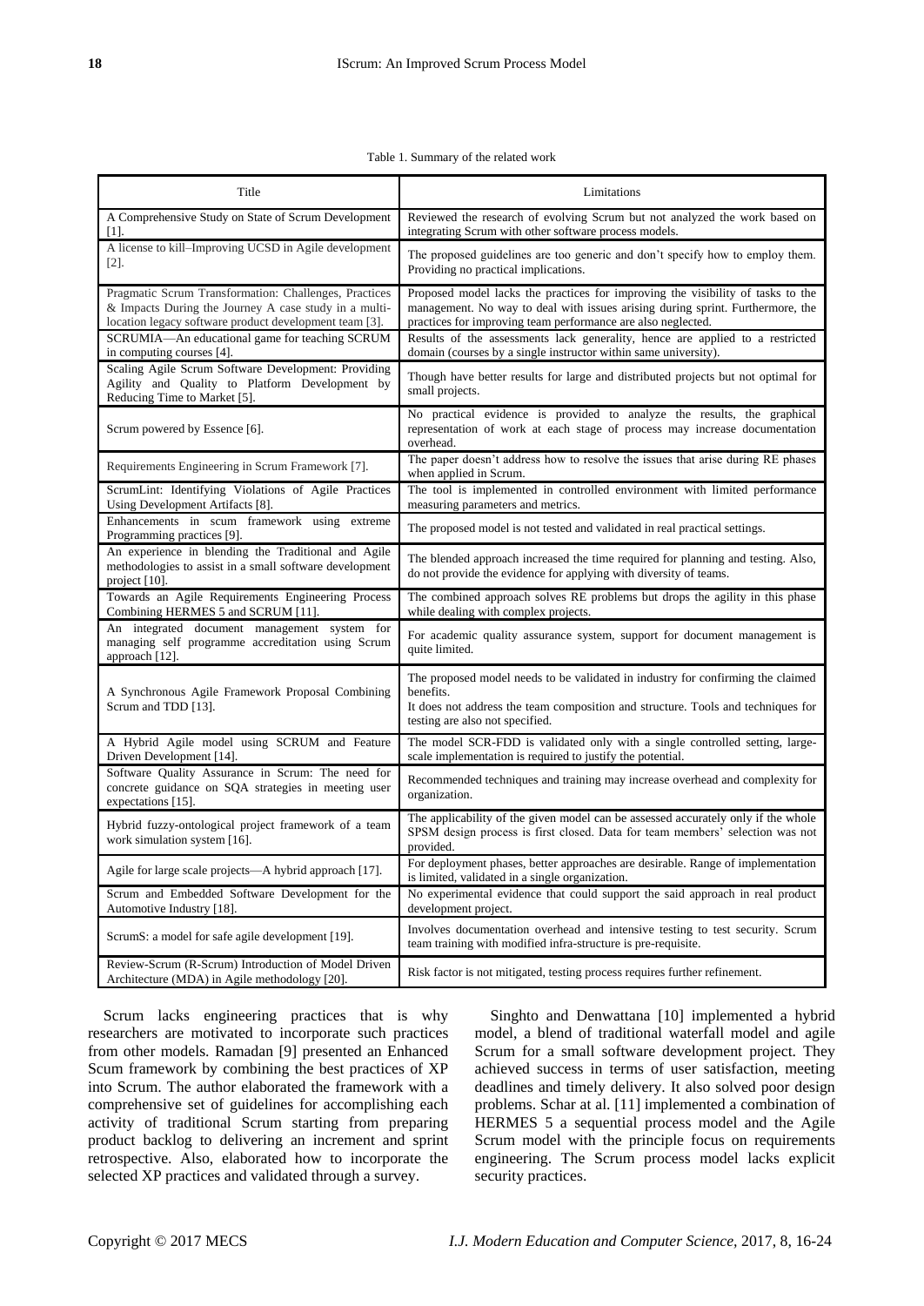Table 1. Summary of the related work

| Title | Limitations |
| --- | --- |
| A Comprehensive Study on State of Scrum Development [1]. | Reviewed the research of evolving Scrum but not analyzed the work based on integrating Scrum with other software process models. |
| A license to kill–Improving UCSD in Agile development [2]. | The proposed guidelines are too generic and don't specify how to employ them. Providing no practical implications. |
| Pragmatic Scrum Transformation: Challenges, Practices & Impacts During the Journey A case study in a multi-location legacy software product development team [3]. | Proposed model lacks the practices for improving the visibility of tasks to the management. No way to deal with issues arising during sprint. Furthermore, the practices for improving team performance are also neglected. |
| SCRUMIA—An educational game for teaching SCRUM in computing courses [4]. | Results of the assessments lack generality, hence are applied to a restricted domain (courses by a single instructor within same university). |
| Scaling Agile Scrum Software Development: Providing Agility and Quality to Platform Development by Reducing Time to Market [5]. | Though have better results for large and distributed projects but not optimal for small projects. |
| Scrum powered by Essence [6]. | No practical evidence is provided to analyze the results, the graphical representation of work at each stage of process may increase documentation overhead. |
| Requirements Engineering in Scrum Framework [7]. | The paper doesn't address how to resolve the issues that arise during RE phases when applied in Scrum. |
| ScrumLint: Identifying Violations of Agile Practices Using Development Artifacts [8]. | The tool is implemented in controlled environment with limited performance measuring parameters and metrics. |
| Enhancements in scum framework using extreme Programming practices [9]. | The proposed model is not tested and validated in real practical settings. |
| An experience in blending the Traditional and Agile methodologies to assist in a small software development project [10]. | The blended approach increased the time required for planning and testing. Also, do not provide the evidence for applying with diversity of teams. |
| Towards an Agile Requirements Engineering Process Combining HERMES 5 and SCRUM [11]. | The combined approach solves RE problems but drops the agility in this phase while dealing with complex projects. |
| An integrated document management system for managing self programme accreditation using Scrum approach [12]. | For academic quality assurance system, support for document management is quite limited. |
| A Synchronous Agile Framework Proposal Combining Scrum and TDD [13]. | The proposed model needs to be validated in industry for confirming the claimed benefits. It does not address the team composition and structure. Tools and techniques for testing are also not specified. |
| A Hybrid Agile model using SCRUM and Feature Driven Development [14]. | The model SCR-FDD is validated only with a single controlled setting, large-scale implementation is required to justify the potential. |
| Software Quality Assurance in Scrum: The need for concrete guidance on SQA strategies in meeting user expectations [15]. | Recommended techniques and training may increase overhead and complexity for organization. |
| Hybrid fuzzy-ontological project framework of a team work simulation system [16]. | The applicability of the given model can be assessed accurately only if the whole SPSM design process is first closed. Data for team members' selection was not provided. |
| Agile for large scale projects—A hybrid approach [17]. | For deployment phases, better approaches are desirable. Range of implementation is limited, validated in a single organization. |
| Scrum and Embedded Software Development for the Automotive Industry [18]. | No experimental evidence that could support the said approach in real product development project. |
| ScrumS: a model for safe agile development [19]. | Involves documentation overhead and intensive testing to test security. Scrum team training with modified infra-structure is pre-requisite. |
| Review-Scrum (R-Scrum) Introduction of Model Driven Architecture (MDA) in Agile methodology [20]. | Risk factor is not mitigated, testing process requires further refinement. |

Scrum lacks engineering practices that is why researchers are motivated to incorporate such practices from other models. Ramadan [9] presented an Enhanced Scum framework by combining the best practices of XP into Scrum. The author elaborated the framework with a comprehensive set of guidelines for accomplishing each activity of traditional Scrum starting from preparing product backlog to delivering an increment and sprint retrospective. Also, elaborated how to incorporate the selected XP practices and validated through a survey.

Singhto and Denwattana [10] implemented a hybrid model, a blend of traditional waterfall model and agile Scrum for a small software development project. They achieved success in terms of user satisfaction, meeting deadlines and timely delivery. It also solved poor design problems. Schar at al. [11] implemented a combination of HERMES 5 a sequential process model and the Agile Scrum model with the principle focus on requirements engineering. The Scrum process model lacks explicit security practices.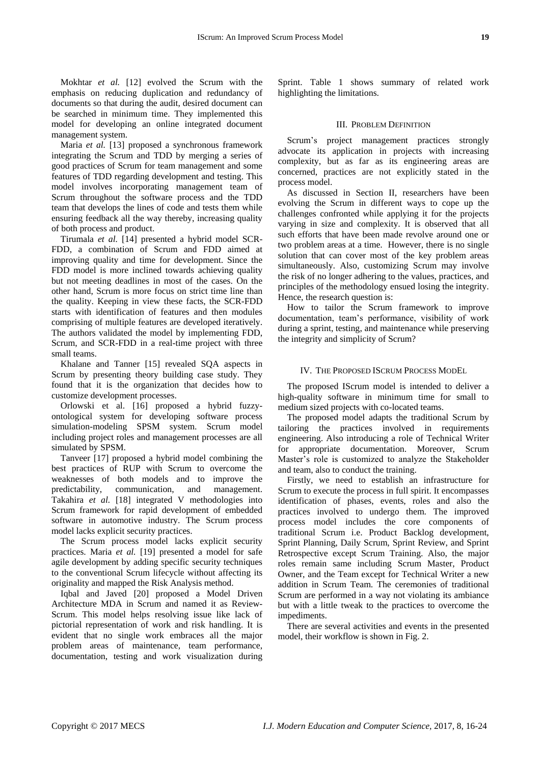Mokhtar *et al.* [12] evolved the Scrum with the emphasis on reducing duplication and redundancy of documents so that during the audit, desired document can be searched in minimum time. They implemented this model for developing an online integrated document management system.

Maria *et al.* [13] proposed a synchronous framework integrating the Scrum and TDD by merging a series of good practices of Scrum for team management and some features of TDD regarding development and testing. This model involves incorporating management team of Scrum throughout the software process and the TDD team that develops the lines of code and tests them while ensuring feedback all the way thereby, increasing quality of both process and product.

Tirumala *et al.* [14] presented a hybrid model SCR-FDD, a combination of Scrum and FDD aimed at improving quality and time for development. Since the FDD model is more inclined towards achieving quality but not meeting deadlines in most of the cases. On the other hand, Scrum is more focus on strict time line than the quality. Keeping in view these facts, the SCR-FDD starts with identification of features and then modules comprising of multiple features are developed iteratively. The authors validated the model by implementing FDD, Scrum, and SCR-FDD in a real-time project with three small teams.

Khalane and Tanner [15] revealed SQA aspects in Scrum by presenting theory building case study. They found that it is the organization that decides how to customize development processes.

Orlowski et al. [16] proposed a hybrid fuzzy-ontological system for developing software process simulation-modeling SPSM system. Scrum model including project roles and management processes are all simulated by SPSM.

Tanveer [17] proposed a hybrid model combining the best practices of RUP with Scrum to overcome the weaknesses of both models and to improve the predictability, communication, and management. Takahira *et al.* [18] integrated V methodologies into Scrum framework for rapid development of embedded software in automotive industry. The Scrum process model lacks explicit security practices.

The Scrum process model lacks explicit security practices. Maria *et al.* [19] presented a model for safe agile development by adding specific security techniques to the conventional Scrum lifecycle without affecting its originality and mapped the Risk Analysis method.

Iqbal and Javed [20] proposed a Model Driven Architecture MDA in Scrum and named it as Review-Scrum. This model helps resolving issue like lack of pictorial representation of work and risk handling. It is evident that no single work embraces all the major problem areas of maintenance, team performance, documentation, testing and work visualization during Sprint. Table 1 shows summary of related work highlighting the limitations.

## III. Problem Definition

Scrum's project management practices strongly advocate its application in projects with increasing complexity, but as far as its engineering areas are concerned, practices are not explicitly stated in the process model.

As discussed in Section II, researchers have been evolving the Scrum in different ways to cope up the challenges confronted while applying it for the projects varying in size and complexity. It is observed that all such efforts that have been made revolve around one or two problem areas at a time. However, there is no single solution that can cover most of the key problem areas simultaneously. Also, customizing Scrum may involve the risk of no longer adhering to the values, practices, and principles of the methodology ensued losing the integrity. Hence, the research question is:

How to tailor the Scrum framework to improve documentation, team's performance, visibility of work during a sprint, testing, and maintenance while preserving the integrity and simplicity of Scrum?

## IV. The Proposed IScrum Process Model

The proposed IScrum model is intended to deliver a high-quality software in minimum time for small to medium sized projects with co-located teams.

The proposed model adapts the traditional Scrum by tailoring the practices involved in requirements engineering. Also introducing a role of Technical Writer for appropriate documentation. Moreover, Scrum Master's role is customized to analyze the Stakeholder and team, also to conduct the training.

Firstly, we need to establish an infrastructure for Scrum to execute the process in full spirit. It encompasses identification of phases, events, roles and also the practices involved to undergo them. The improved process model includes the core components of traditional Scrum i.e. Product Backlog development, Sprint Planning, Daily Scrum, Sprint Review, and Sprint Retrospective except Scrum Training. Also, the major roles remain same including Scrum Master, Product Owner, and the Team except for Technical Writer a new addition in Scrum Team. The ceremonies of traditional Scrum are performed in a way not violating its ambiance but with a little tweak to the practices to overcome the impediments.

There are several activities and events in the presented model, their workflow is shown in Fig. 2.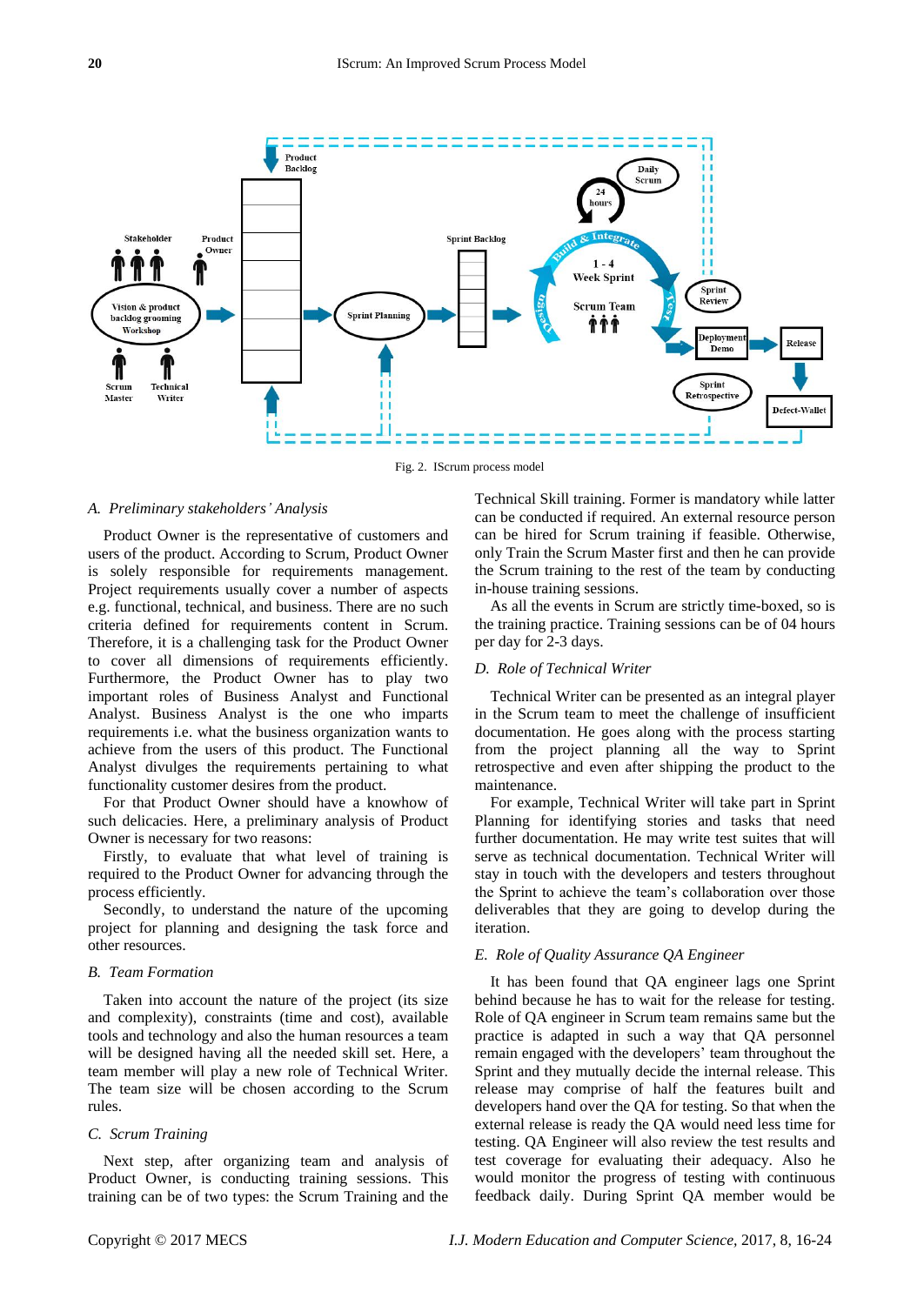Fig. 2. IScrum process model

### A. Preliminary stakeholders' Analysis

Product Owner is the representative of customers and users of the product. According to Scrum, Product Owner is solely responsible for requirements management. Project requirements usually cover a number of aspects e.g. functional, technical, and business. There are no such criteria defined for requirements content in Scrum. Therefore, it is a challenging task for the Product Owner to cover all dimensions of requirements efficiently. Furthermore, the Product Owner has to play two important roles of Business Analyst and Functional Analyst. Business Analyst is the one who imparts requirements i.e. what the business organization wants to achieve from the users of this product. The Functional Analyst divulges the requirements pertaining to what functionality customer desires from the product.

For that Product Owner should have a knowhow of such delicacies. Here, a preliminary analysis of Product Owner is necessary for two reasons:

Firstly, to evaluate that what level of training is required to the Product Owner for advancing through the process efficiently.

Secondly, to understand the nature of the upcoming project for planning and designing the task force and other resources.

### B. Team Formation

Taken into account the nature of the project (its size and complexity), constraints (time and cost), available tools and technology and also the human resources a team will be designed having all the needed skill set. Here, a team member will play a new role of Technical Writer. The team size will be chosen according to the Scrum rules.

### C. Scrum Training

Next step, after organizing team and analysis of Product Owner, is conducting training sessions. This training can be of two types: the Scrum Training and the Technical Skill training. Former is mandatory while latter can be conducted if required. An external resource person can be hired for Scrum training if feasible. Otherwise, only Train the Scrum Master first and then he can provide the Scrum training to the rest of the team by conducting in-house training sessions.

As all the events in Scrum are strictly time-boxed, so is the training practice. Training sessions can be of 04 hours per day for 2-3 days.

### D. Role of Technical Writer

Technical Writer can be presented as an integral player in the Scrum team to meet the challenge of insufficient documentation. He goes along with the process starting from the project planning all the way to Sprint retrospective and even after shipping the product to the maintenance.

For example, Technical Writer will take part in Sprint Planning for identifying stories and tasks that need further documentation. He may write test suites that will serve as technical documentation. Technical Writer will stay in touch with the developers and testers throughout the Sprint to achieve the team's collaboration over those deliverables that they are going to develop during the iteration.

### E. Role of Quality Assurance QA Engineer

It has been found that QA engineer lags one Sprint behind because he has to wait for the release for testing. Role of QA engineer in Scrum team remains same but the practice is adapted in such a way that QA personnel remain engaged with the developers' team throughout the Sprint and they mutually decide the internal release. This release may comprise of half the features built and developers hand over the QA for testing. So that when the external release is ready the QA would need less time for testing. QA Engineer will also review the test results and test coverage for evaluating their adequacy. Also he would monitor the progress of testing with continuous feedback daily. During Sprint QA member would be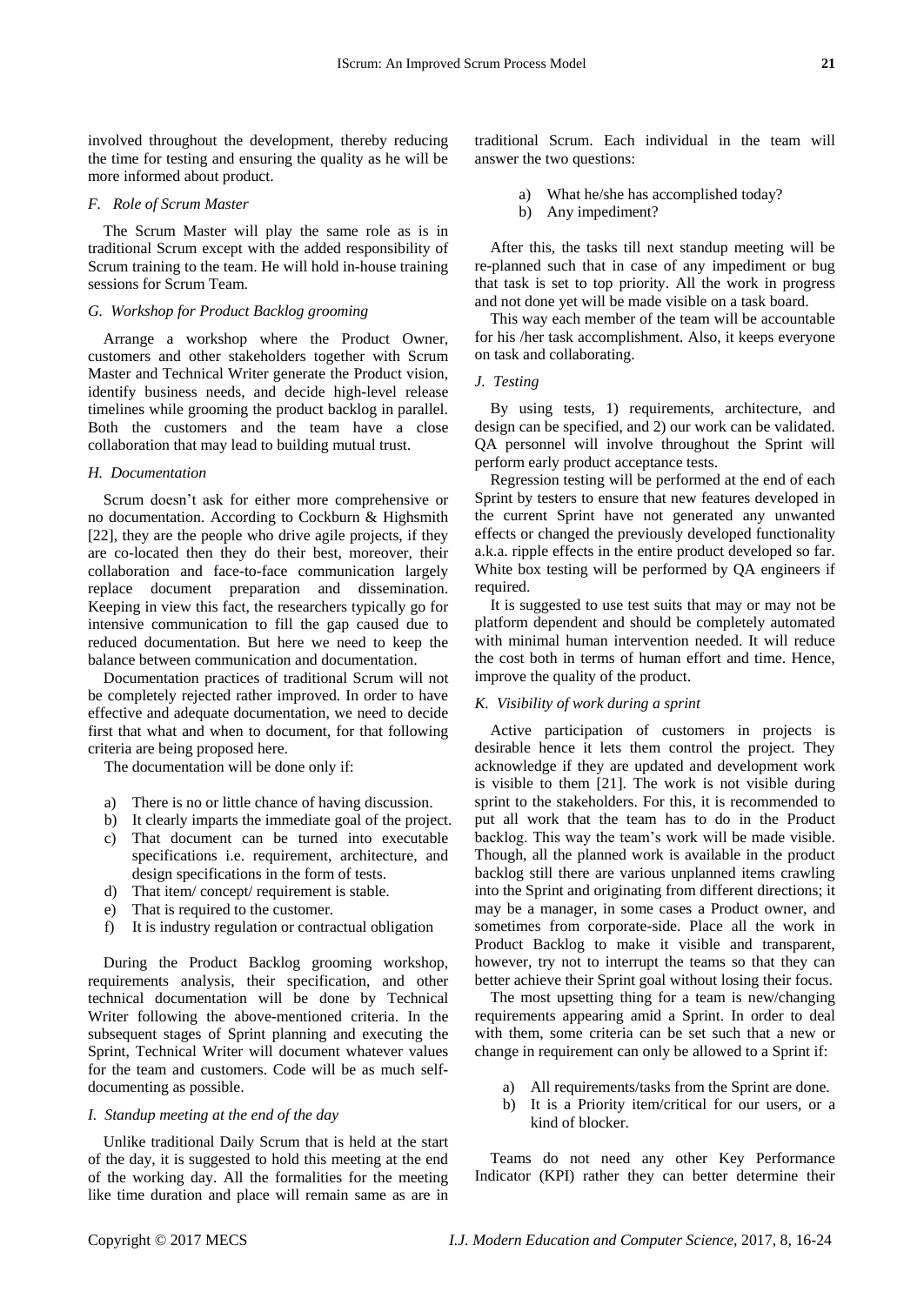involved throughout the development, thereby reducing the time for testing and ensuring the quality as he will be more informed about product.

### *F. Role of Scrum Master*

The Scrum Master will play the same role as is in traditional Scrum except with the added responsibility of Scrum training to the team. He will hold in-house training sessions for Scrum Team.

### *G. Workshop for Product Backlog grooming*

Arrange a workshop where the Product Owner, customers and other stakeholders together with Scrum Master and Technical Writer generate the Product vision, identify business needs, and decide high-level release timelines while grooming the product backlog in parallel. Both the customers and the team have a close collaboration that may lead to building mutual trust.

### *H. Documentation*

Scrum doesn't ask for either more comprehensive or no documentation. According to Cockburn & Highsmith [22], they are the people who drive agile projects, if they are co-located then they do their best, moreover, their collaboration and face-to-face communication largely replace document preparation and dissemination. Keeping in view this fact, the researchers typically go for intensive communication to fill the gap caused due to reduced documentation. But here we need to keep the balance between communication and documentation.

Documentation practices of traditional Scrum will not be completely rejected rather improved. In order to have effective and adequate documentation, we need to decide first that what and when to document, for that following criteria are being proposed here.

The documentation will be done only if:

a) There is no or little chance of having discussion.
b) It clearly imparts the immediate goal of the project.
c) That document can be turned into executable specifications i.e. requirement, architecture, and design specifications in the form of tests.
d) That item/ concept/ requirement is stable.
e) That is required to the customer.
f) It is industry regulation or contractual obligation

During the Product Backlog grooming workshop, requirements analysis, their specification, and other technical documentation will be done by Technical Writer following the above-mentioned criteria. In the subsequent stages of Sprint planning and executing the Sprint, Technical Writer will document whatever values for the team and customers. Code will be as much self-documenting as possible.

### *I. Standup meeting at the end of the day*

Unlike traditional Daily Scrum that is held at the start of the day, it is suggested to hold this meeting at the end of the working day. All the formalities for the meeting like time duration and place will remain same as are in traditional Scrum. Each individual in the team will answer the two questions:

a) What he/she has accomplished today?
b) Any impediment?

After this, the tasks till next standup meeting will be re-planned such that in case of any impediment or bug that task is set to top priority. All the work in progress and not done yet will be made visible on a task board.

This way each member of the team will be accountable for his /her task accomplishment. Also, it keeps everyone on task and collaborating.

### *J. Testing*

By using tests, 1) requirements, architecture, and design can be specified, and 2) our work can be validated. QA personnel will involve throughout the Sprint will perform early product acceptance tests.

Regression testing will be performed at the end of each Sprint by testers to ensure that new features developed in the current Sprint have not generated any unwanted effects or changed the previously developed functionality a.k.a. ripple effects in the entire product developed so far. White box testing will be performed by QA engineers if required.

It is suggested to use test suits that may or may not be platform dependent and should be completely automated with minimal human intervention needed. It will reduce the cost both in terms of human effort and time. Hence, improve the quality of the product.

### *K. Visibility of work during a sprint*

Active participation of customers in projects is desirable hence it lets them control the project. They acknowledge if they are updated and development work is visible to them [21]. The work is not visible during sprint to the stakeholders. For this, it is recommended to put all work that the team has to do in the Product backlog. This way the team's work will be made visible. Though, all the planned work is available in the product backlog still there are various unplanned items crawling into the Sprint and originating from different directions; it may be a manager, in some cases a Product owner, and sometimes from corporate-side. Place all the work in Product Backlog to make it visible and transparent, however, try not to interrupt the teams so that they can better achieve their Sprint goal without losing their focus.

The most upsetting thing for a team is new/changing requirements appearing amid a Sprint. In order to deal with them, some criteria can be set such that a new or change in requirement can only be allowed to a Sprint if:

a) All requirements/tasks from the Sprint are done.
b) It is a Priority item/critical for our users, or a kind of blocker.

Teams do not need any other Key Performance Indicator (KPI) rather they can better determine their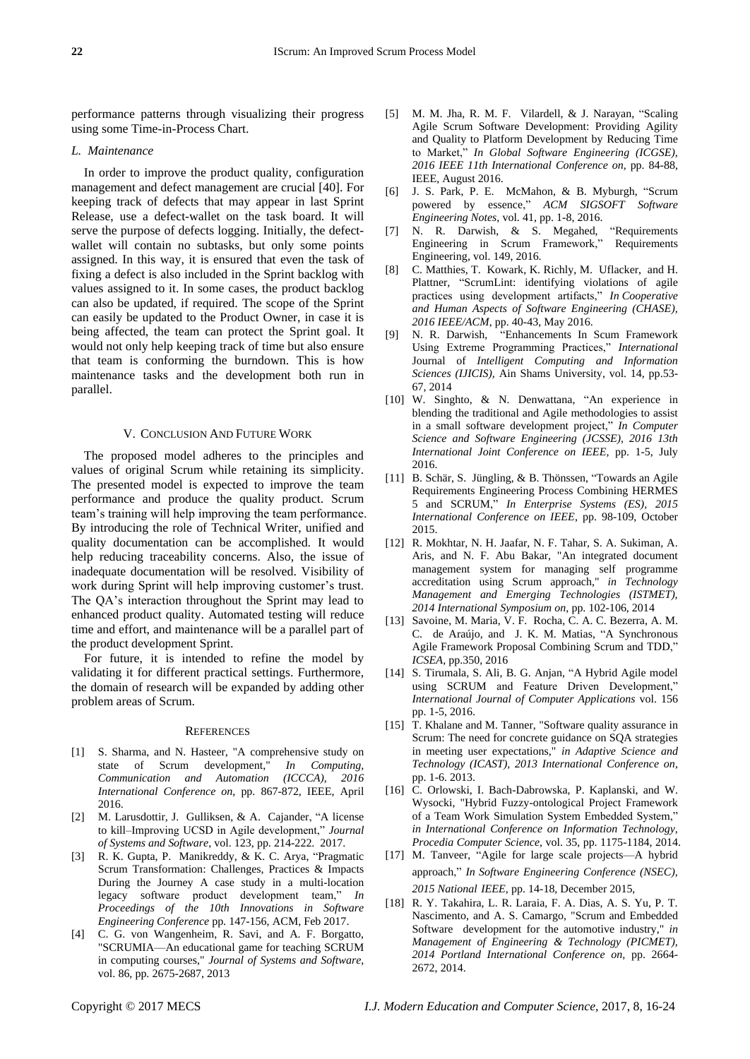performance patterns through visualizing their progress using some Time-in-Process Chart.

### *L. Maintenance*

In order to improve the product quality, configuration management and defect management are crucial [40]. For keeping track of defects that may appear in last Sprint Release, use a defect-wallet on the task board. It will serve the purpose of defects logging. Initially, the defect-wallet will contain no subtasks, but only some points assigned. In this way, it is ensured that even the task of fixing a defect is also included in the Sprint backlog with values assigned to it. In some cases, the product backlog can also be updated, if required. The scope of the Sprint can easily be updated to the Product Owner, in case it is being affected, the team can protect the Sprint goal. It would not only help keeping track of time but also ensure that team is conforming the burndown. This is how maintenance tasks and the development both run in parallel.

## V. Conclusion And Future Work

The proposed model adheres to the principles and values of original Scrum while retaining its simplicity. The presented model is expected to improve the team performance and produce the quality product. Scrum team's training will help improving the team performance. By introducing the role of Technical Writer, unified and quality documentation can be accomplished. It would help reducing traceability concerns. Also, the issue of inadequate documentation will be resolved. Visibility of work during Sprint will help improving customer's trust. The QA's interaction throughout the Sprint may lead to enhanced product quality. Automated testing will reduce time and effort, and maintenance will be a parallel part of the product development Sprint.

For future, it is intended to refine the model by validating it for different practical settings. Furthermore, the domain of research will be expanded by adding other problem areas of Scrum.

## References

[1] S. Sharma, and N. Hasteer, "A comprehensive study on state of Scrum development," *In Computing, Communication and Automation (ICCCA), 2016 International Conference on*, pp. 867-872, IEEE, April 2016.

[2] M. Larusdottir, J. Gulliksen, & A. Cajander, "A license to kill–Improving UCSD in Agile development," *Journal of Systems and Software*, vol. 123, pp. 214-222. 2017.

[3] R. K. Gupta, P. Manikreddy, & K. C. Arya, "Pragmatic Scrum Transformation: Challenges, Practices & Impacts During the Journey A case study in a multi-location legacy software product development team," *In Proceedings of the 10th Innovations in Software Engineering Conference* pp. 147-156, ACM, Feb 2017.

[4] C. G. von Wangenheim, R. Savi, and A. F. Borgatto, "SCRUMIA—An educational game for teaching SCRUM in computing courses," *Journal of Systems and Software*, vol. 86, pp. 2675-2687, 2013

[5] M. M. Jha, R. M. F. Vilardell, & J. Narayan, "Scaling Agile Scrum Software Development: Providing Agility and Quality to Platform Development by Reducing Time to Market," *In Global Software Engineering (ICGSE), 2016 IEEE 11th International Conference on*, pp. 84-88, IEEE, August 2016.

[6] J. S. Park, P. E. McMahon, & B. Myburgh, "Scrum powered by essence," *ACM SIGSOFT Software Engineering Notes*, vol. 41, pp. 1-8, 2016.

[7] N. R. Darwish, & S. Megahed, "Requirements Engineering in Scrum Framework," Requirements Engineering, vol. 149, 2016.

[8] C. Matthies, T. Kowark, K. Richly, M. Uflacker, and H. Plattner, "ScrumLint: identifying violations of agile practices using development artifacts," *In Cooperative and Human Aspects of Software Engineering (CHASE), 2016 IEEE/ACM*, pp. 40-43, May 2016.

[9] N. R. Darwish, "Enhancements In Scum Framework Using Extreme Programming Practices," *International* Journal of *Intelligent Computing and Information Sciences (IJICIS)*, Ain Shams University, vol. 14, pp.53-67, 2014

[10] W. Singhto, & N. Denwattana, "An experience in blending the traditional and Agile methodologies to assist in a small software development project," *In Computer Science and Software Engineering (JCSSE), 2016 13th International Joint Conference on IEEE*, pp. 1-5, July 2016.

[11] B. Schär, S. Jüngling, & B. Thönssen, "Towards an Agile Requirements Engineering Process Combining HERMES 5 and SCRUM," *In Enterprise Systems (ES), 2015 International Conference on IEEE*, pp. 98-109, October 2015.

[12] R. Mokhtar, N. H. Jaafar, N. F. Tahar, S. A. Sukiman, A. Aris, and N. F. Abu Bakar, "An integrated document management system for managing self programme accreditation using Scrum approach," *in Technology Management and Emerging Technologies (ISTMET), 2014 International Symposium on*, pp. 102-106, 2014

[13] Savoine, M. Maria, V. F. Rocha, C. A. C. Bezerra, A. M. C. de Araújo, and J. K. M. Matias, "A Synchronous Agile Framework Proposal Combining Scrum and TDD," *ICSEA*, pp.350, 2016

[14] S. Tirumala, S. Ali, B. G. Anjan, "A Hybrid Agile model using SCRUM and Feature Driven Development," *International Journal of Computer Applications* vol. 156 pp. 1-5, 2016.

[15] T. Khalane and M. Tanner, "Software quality assurance in Scrum: The need for concrete guidance on SQA strategies in meeting user expectations," *in Adaptive Science and Technology (ICAST), 2013 International Conference on*, pp. 1-6. 2013.

[16] C. Orlowski, I. Bach-Dabrowska, P. Kaplanski, and W. Wysocki, "Hybrid Fuzzy-ontological Project Framework of a Team Work Simulation System Embedded System," *in International Conference on Information Technology, Procedia Computer Science*, vol. 35, pp. 1175-1184, 2014.

[17] M. Tanveer, "Agile for large scale projects—A hybrid approach," *In Software Engineering Conference (NSEC), 2015 National IEEE*, pp. 14-18, December 2015,

[18] R. Y. Takahira, L. R. Laraia, F. A. Dias, A. S. Yu, P. T. Nascimento, and A. S. Camargo, "Scrum and Embedded Software development for the automotive industry," *in Management of Engineering & Technology (PICMET), 2014 Portland International Conference on*, pp. 2664-2672, 2014.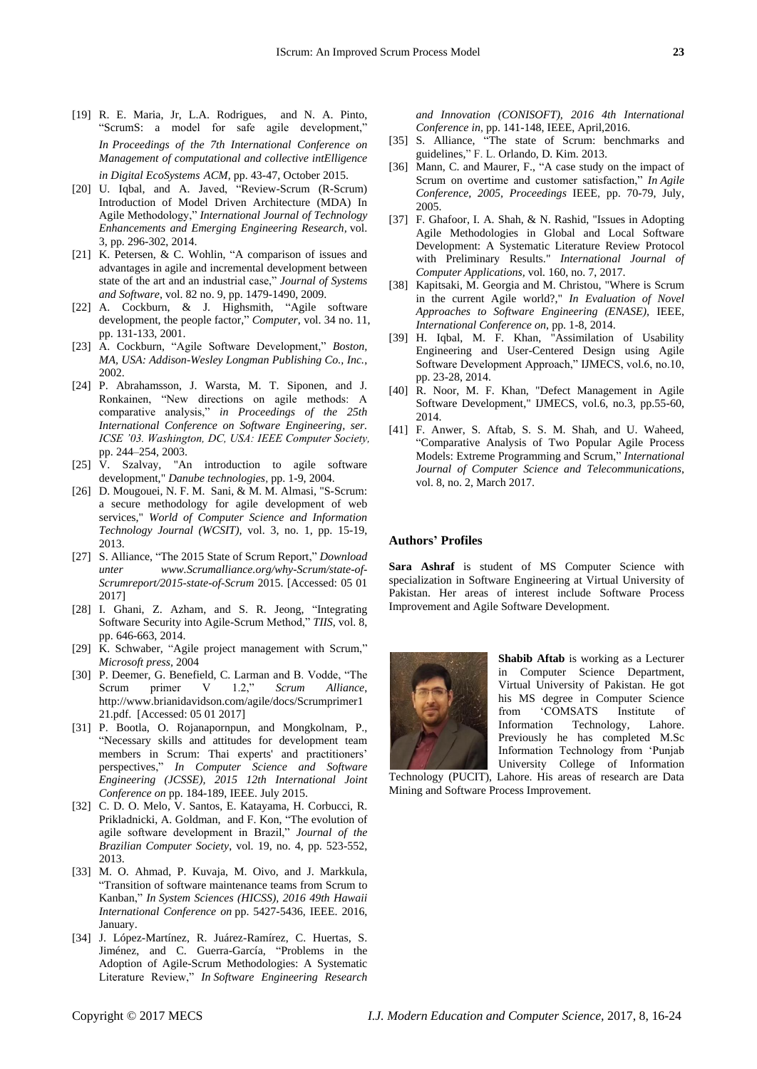[19] R. E. Maria, Jr, L.A. Rodrigues, and N. A. Pinto, "ScrumS: a model for safe agile development," *In Proceedings of the 7th International Conference on Management of computational and collective intElligence in Digital EcoSystems ACM*, pp. 43-47, October 2015.

[20] U. Iqbal, and A. Javed, "Review-Scrum (R-Scrum) Introduction of Model Driven Architecture (MDA) In Agile Methodology," *International Journal of Technology Enhancements and Emerging Engineering Research*, vol. 3, pp. 296-302, 2014.

[21] K. Petersen, & C. Wohlin, "A comparison of issues and advantages in agile and incremental development between state of the art and an industrial case," *Journal of Systems and Software*, vol. 82 no. 9, pp. 1479-1490, 2009.

[22] A. Cockburn, & J. Highsmith, "Agile software development, the people factor," *Computer*, vol. 34 no. 11, pp. 131-133, 2001.

[23] A. Cockburn, "Agile Software Development," *Boston, MA, USA: Addison-Wesley Longman Publishing Co., Inc.*, 2002.

[24] P. Abrahamsson, J. Warsta, M. T. Siponen, and J. Ronkainen, "New directions on agile methods: A comparative analysis," *in Proceedings of the 25th International Conference on Software Engineering, ser. ICSE '03. Washington, DC, USA: IEEE Computer Society*, pp. 244–254, 2003.

[25] V. Szalvay, "An introduction to agile software development," *Danube technologies*, pp. 1-9, 2004.

[26] D. Mougouei, N. F. M. Sani, & M. M. Almasi, "S-Scrum: a secure methodology for agile development of web services," *World of Computer Science and Information Technology Journal (WCSIT)*, vol. 3, no. 1, pp. 15-19, 2013.

[27] S. Alliance, "The 2015 State of Scrum Report," *Download unter www.Scrumalliance.org/why-Scrum/state-of-Scrumreport/2015-state-of-Scrum* 2015. [Accessed: 05 01 2017]

[28] I. Ghani, Z. Azham, and S. R. Jeong, "Integrating Software Security into Agile-Scrum Method," *TIIS*, vol. 8, pp. 646-663, 2014.

[29] K. Schwaber, "Agile project management with Scrum," *Microsoft press*, 2004

[30] P. Deemer, G. Benefield, C. Larman and B. Vodde, "The Scrum primer V 1.2," *Scrum Alliance*, http://www.brianidavidson.com/agile/docs/Scrumprimer121.pdf. [Accessed: 05 01 2017]

[31] P. Bootla, O. Rojanapornpun, and Mongkolnam, P., "Necessary skills and attitudes for development team members in Scrum: Thai experts' and practitioners' perspectives," *In Computer Science and Software Engineering (JCSSE), 2015 12th International Joint Conference on* pp. 184-189, IEEE. July 2015.

[32] C. D. O. Melo, V. Santos, E. Katayama, H. Corbucci, R. Prikladnicki, A. Goldman, and F. Kon, "The evolution of agile software development in Brazil," *Journal of the Brazilian Computer Society*, vol. 19, no. 4, pp. 523-552, 2013.

[33] M. O. Ahmad, P. Kuvaja, M. Oivo, and J. Markkula, "Transition of software maintenance teams from Scrum to Kanban," *In System Sciences (HICSS), 2016 49th Hawaii International Conference on* pp. 5427-5436, IEEE. 2016, January.

[34] J. López-Martínez, R. Juárez-Ramírez, C. Huertas, S. Jiménez, and C. Guerra-García, "Problems in the Adoption of Agile-Scrum Methodologies: A Systematic Literature Review," *In Software Engineering Research and Innovation (CONISOFT), 2016 4th International Conference in*, pp. 141-148, IEEE, April,2016.

[35] S. Alliance, "The state of Scrum: benchmarks and guidelines," F. L. Orlando, D. Kim. 2013.

[36] Mann, C. and Maurer, F., "A case study on the impact of Scrum on overtime and customer satisfaction," *In Agile Conference, 2005, Proceedings* IEEE, pp. 70-79, July, 2005.

[37] F. Ghafoor, I. A. Shah, & N. Rashid, "Issues in Adopting Agile Methodologies in Global and Local Software Development: A Systematic Literature Review Protocol with Preliminary Results." *International Journal of Computer Applications*, vol. 160, no. 7, 2017.

[38] Kapitsaki, M. Georgia and M. Christou, "Where is Scrum in the current Agile world?," *In Evaluation of Novel Approaches to Software Engineering (ENASE)*, IEEE, *International Conference on*, pp. 1-8, 2014.

[39] H. Iqbal, M. F. Khan, "Assimilation of Usability Engineering and User-Centered Design using Agile Software Development Approach," IJMECS, vol.6, no.10, pp. 23-28, 2014.

[40] R. Noor, M. F. Khan, "Defect Management in Agile Software Development," IJMECS, vol.6, no.3, pp.55-60, 2014.

[41] F. Anwer, S. Aftab, S. S. M. Shah, and U. Waheed, "Comparative Analysis of Two Popular Agile Process Models: Extreme Programming and Scrum," *International Journal of Computer Science and Telecommunications*, vol. 8, no. 2, March 2017.

### Authors' Profiles

**Sara Ashraf** is student of MS Computer Science with specialization in Software Engineering at Virtual University of Pakistan. Her areas of interest include Software Process Improvement and Agile Software Development.

**Shabib Aftab** is working as a Lecturer in Computer Science Department, Virtual University of Pakistan. He got his MS degree in Computer Science from 'COMSATS Institute of Information Technology, Lahore. Previously he has completed M.Sc Information Technology from 'Punjab University College of Information Technology (PUCIT), Lahore. His areas of research are Data Mining and Software Process Improvement.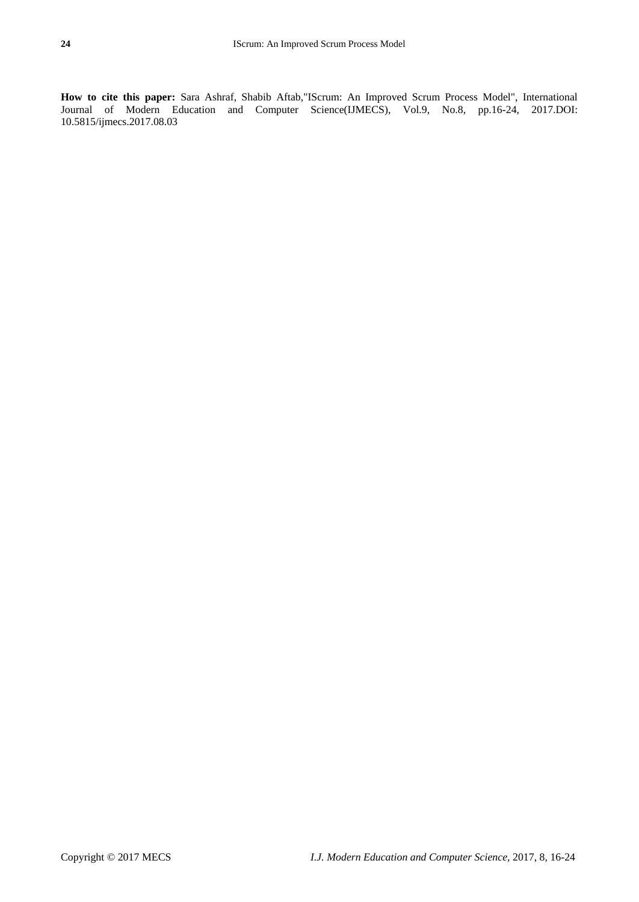**How to cite this paper:** Sara Ashraf, Shabib Aftab,"IScrum: An Improved Scrum Process Model", International Journal of Modern Education and Computer Science(IJMECS), Vol.9, No.8, pp.16-24, 2017.DOI: 10.5815/ijmecs.2017.08.03